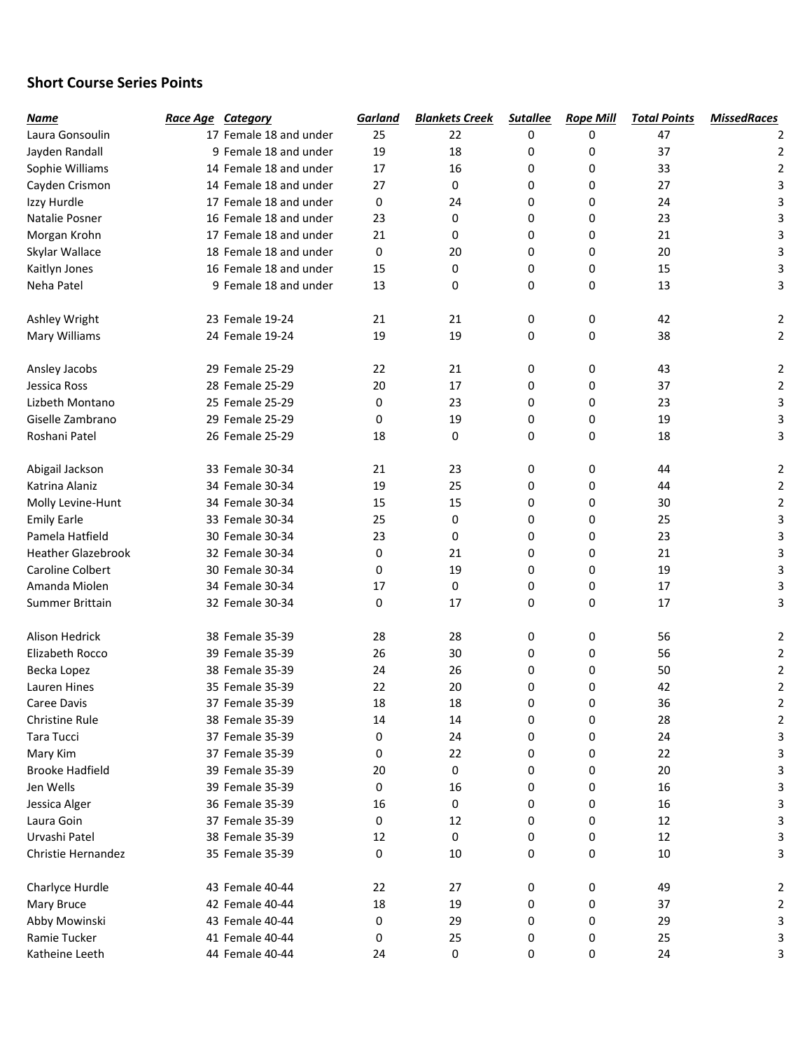## Short Course Series Points

| *Name* | *Race Age* | *Category* | *Garland* | *Blankets Creek* | *Sutallee* | *Rope Mill* | *Total Points* | *MissedRaces* |
|---|---|---|---|---|---|---|---|---|
| Laura Gonsoulin | 17 | Female 18 and under | 25 | 22 | 0 | 0 | 47 | 2 |
| Jayden Randall | 9 | Female 18 and under | 19 | 18 | 0 | 0 | 37 | 2 |
| Sophie Williams | 14 | Female 18 and under | 17 | 16 | 0 | 0 | 33 | 2 |
| Cayden Crismon | 14 | Female 18 and under | 27 | 0 | 0 | 0 | 27 | 3 |
| Izzy Hurdle | 17 | Female 18 and under | 0 | 24 | 0 | 0 | 24 | 3 |
| Natalie Posner | 16 | Female 18 and under | 23 | 0 | 0 | 0 | 23 | 3 |
| Morgan Krohn | 17 | Female 18 and under | 21 | 0 | 0 | 0 | 21 | 3 |
| Skylar Wallace | 18 | Female 18 and under | 0 | 20 | 0 | 0 | 20 | 3 |
| Kaitlyn Jones | 16 | Female 18 and under | 15 | 0 | 0 | 0 | 15 | 3 |
| Neha Patel | 9 | Female 18 and under | 13 | 0 | 0 | 0 | 13 | 3 |
| | | | | | | | | |
| Ashley Wright | 23 | Female 19-24 | 21 | 21 | 0 | 0 | 42 | 2 |
| Mary Williams | 24 | Female 19-24 | 19 | 19 | 0 | 0 | 38 | 2 |
| | | | | | | | | |
| Ansley Jacobs | 29 | Female 25-29 | 22 | 21 | 0 | 0 | 43 | 2 |
| Jessica Ross | 28 | Female 25-29 | 20 | 17 | 0 | 0 | 37 | 2 |
| Lizbeth Montano | 25 | Female 25-29 | 0 | 23 | 0 | 0 | 23 | 3 |
| Giselle Zambrano | 29 | Female 25-29 | 0 | 19 | 0 | 0 | 19 | 3 |
| Roshani Patel | 26 | Female 25-29 | 18 | 0 | 0 | 0 | 18 | 3 |
| | | | | | | | | |
| Abigail Jackson | 33 | Female 30-34 | 21 | 23 | 0 | 0 | 44 | 2 |
| Katrina Alaniz | 34 | Female 30-34 | 19 | 25 | 0 | 0 | 44 | 2 |
| Molly Levine-Hunt | 34 | Female 30-34 | 15 | 15 | 0 | 0 | 30 | 2 |
| Emily Earle | 33 | Female 30-34 | 25 | 0 | 0 | 0 | 25 | 3 |
| Pamela Hatfield | 30 | Female 30-34 | 23 | 0 | 0 | 0 | 23 | 3 |
| Heather Glazebrook | 32 | Female 30-34 | 0 | 21 | 0 | 0 | 21 | 3 |
| Caroline Colbert | 30 | Female 30-34 | 0 | 19 | 0 | 0 | 19 | 3 |
| Amanda Miolen | 34 | Female 30-34 | 17 | 0 | 0 | 0 | 17 | 3 |
| Summer Brittain | 32 | Female 30-34 | 0 | 17 | 0 | 0 | 17 | 3 |
| | | | | | | | | |
| Alison Hedrick | 38 | Female 35-39 | 28 | 28 | 0 | 0 | 56 | 2 |
| Elizabeth Rocco | 39 | Female 35-39 | 26 | 30 | 0 | 0 | 56 | 2 |
| Becka Lopez | 38 | Female 35-39 | 24 | 26 | 0 | 0 | 50 | 2 |
| Lauren Hines | 35 | Female 35-39 | 22 | 20 | 0 | 0 | 42 | 2 |
| Caree Davis | 37 | Female 35-39 | 18 | 18 | 0 | 0 | 36 | 2 |
| Christine Rule | 38 | Female 35-39 | 14 | 14 | 0 | 0 | 28 | 2 |
| Tara Tucci | 37 | Female 35-39 | 0 | 24 | 0 | 0 | 24 | 3 |
| Mary Kim | 37 | Female 35-39 | 0 | 22 | 0 | 0 | 22 | 3 |
| Brooke Hadfield | 39 | Female 35-39 | 20 | 0 | 0 | 0 | 20 | 3 |
| Jen Wells | 39 | Female 35-39 | 0 | 16 | 0 | 0 | 16 | 3 |
| Jessica Alger | 36 | Female 35-39 | 16 | 0 | 0 | 0 | 16 | 3 |
| Laura Goin | 37 | Female 35-39 | 0 | 12 | 0 | 0 | 12 | 3 |
| Urvashi Patel | 38 | Female 35-39 | 12 | 0 | 0 | 0 | 12 | 3 |
| Christie Hernandez | 35 | Female 35-39 | 0 | 10 | 0 | 0 | 10 | 3 |
| | | | | | | | | |
| Charlyce Hurdle | 43 | Female 40-44 | 22 | 27 | 0 | 0 | 49 | 2 |
| Mary Bruce | 42 | Female 40-44 | 18 | 19 | 0 | 0 | 37 | 2 |
| Abby Mowinski | 43 | Female 40-44 | 0 | 29 | 0 | 0 | 29 | 3 |
| Ramie Tucker | 41 | Female 40-44 | 0 | 25 | 0 | 0 | 25 | 3 |
| Katheine Leeth | 44 | Female 40-44 | 24 | 0 | 0 | 0 | 24 | 3 |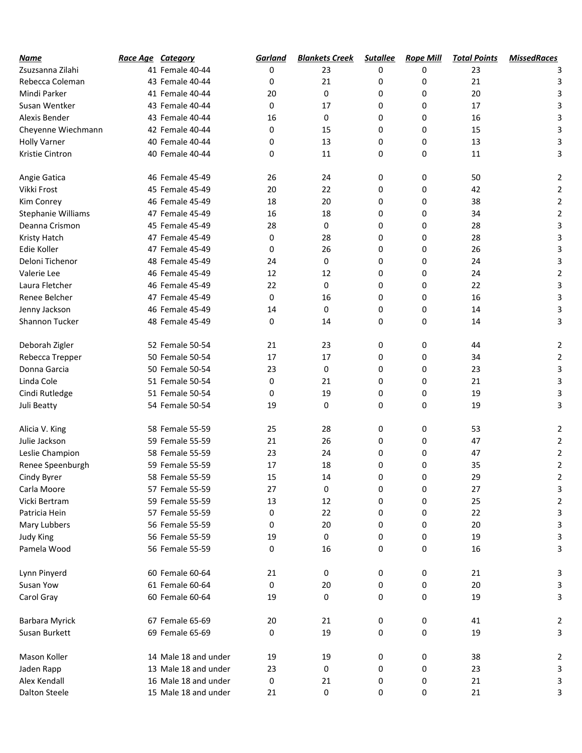| Name | Race Age | Category | Garland | Blankets Creek | Sutallee | Rope Mill | Total Points | MissedRaces |
|---|---|---|---|---|---|---|---|---|
| Zsuzsanna Zilahi | 41 | Female 40-44 | 0 | 23 | 0 | 0 | 23 | 3 |
| Rebecca Coleman | 43 | Female 40-44 | 0 | 21 | 0 | 0 | 21 | 3 |
| Mindi Parker | 41 | Female 40-44 | 20 | 0 | 0 | 0 | 20 | 3 |
| Susan Wentker | 43 | Female 40-44 | 0 | 17 | 0 | 0 | 17 | 3 |
| Alexis Bender | 43 | Female 40-44 | 16 | 0 | 0 | 0 | 16 | 3 |
| Cheyenne Wiechmann | 42 | Female 40-44 | 0 | 15 | 0 | 0 | 15 | 3 |
| Holly Varner | 40 | Female 40-44 | 0 | 13 | 0 | 0 | 13 | 3 |
| Kristie Cintron | 40 | Female 40-44 | 0 | 11 | 0 | 0 | 11 | 3 |
| | | | | | | | | |
| Angie Gatica | 46 | Female 45-49 | 26 | 24 | 0 | 0 | 50 | 2 |
| Vikki Frost | 45 | Female 45-49 | 20 | 22 | 0 | 0 | 42 | 2 |
| Kim Conrey | 46 | Female 45-49 | 18 | 20 | 0 | 0 | 38 | 2 |
| Stephanie Williams | 47 | Female 45-49 | 16 | 18 | 0 | 0 | 34 | 2 |
| Deanna Crismon | 45 | Female 45-49 | 28 | 0 | 0 | 0 | 28 | 3 |
| Kristy Hatch | 47 | Female 45-49 | 0 | 28 | 0 | 0 | 28 | 3 |
| Edie Koller | 47 | Female 45-49 | 0 | 26 | 0 | 0 | 26 | 3 |
| Deloni Tichenor | 48 | Female 45-49 | 24 | 0 | 0 | 0 | 24 | 3 |
| Valerie Lee | 46 | Female 45-49 | 12 | 12 | 0 | 0 | 24 | 2 |
| Laura Fletcher | 46 | Female 45-49 | 22 | 0 | 0 | 0 | 22 | 3 |
| Renee Belcher | 47 | Female 45-49 | 0 | 16 | 0 | 0 | 16 | 3 |
| Jenny Jackson | 46 | Female 45-49 | 14 | 0 | 0 | 0 | 14 | 3 |
| Shannon Tucker | 48 | Female 45-49 | 0 | 14 | 0 | 0 | 14 | 3 |
| | | | | | | | | |
| Deborah Zigler | 52 | Female 50-54 | 21 | 23 | 0 | 0 | 44 | 2 |
| Rebecca Trepper | 50 | Female 50-54 | 17 | 17 | 0 | 0 | 34 | 2 |
| Donna Garcia | 50 | Female 50-54 | 23 | 0 | 0 | 0 | 23 | 3 |
| Linda Cole | 51 | Female 50-54 | 0 | 21 | 0 | 0 | 21 | 3 |
| Cindi Rutledge | 51 | Female 50-54 | 0 | 19 | 0 | 0 | 19 | 3 |
| Juli Beatty | 54 | Female 50-54 | 19 | 0 | 0 | 0 | 19 | 3 |
| | | | | | | | | |
| Alicia V. King | 58 | Female 55-59 | 25 | 28 | 0 | 0 | 53 | 2 |
| Julie Jackson | 59 | Female 55-59 | 21 | 26 | 0 | 0 | 47 | 2 |
| Leslie Champion | 58 | Female 55-59 | 23 | 24 | 0 | 0 | 47 | 2 |
| Renee Speenburgh | 59 | Female 55-59 | 17 | 18 | 0 | 0 | 35 | 2 |
| Cindy Byrer | 58 | Female 55-59 | 15 | 14 | 0 | 0 | 29 | 2 |
| Carla Moore | 57 | Female 55-59 | 27 | 0 | 0 | 0 | 27 | 3 |
| Vicki Bertram | 59 | Female 55-59 | 13 | 12 | 0 | 0 | 25 | 2 |
| Patricia Hein | 57 | Female 55-59 | 0 | 22 | 0 | 0 | 22 | 3 |
| Mary Lubbers | 56 | Female 55-59 | 0 | 20 | 0 | 0 | 20 | 3 |
| Judy King | 56 | Female 55-59 | 19 | 0 | 0 | 0 | 19 | 3 |
| Pamela Wood | 56 | Female 55-59 | 0 | 16 | 0 | 0 | 16 | 3 |
| | | | | | | | | |
| Lynn Pinyerd | 60 | Female 60-64 | 21 | 0 | 0 | 0 | 21 | 3 |
| Susan Yow | 61 | Female 60-64 | 0 | 20 | 0 | 0 | 20 | 3 |
| Carol Gray | 60 | Female 60-64 | 19 | 0 | 0 | 0 | 19 | 3 |
| | | | | | | | | |
| Barbara Myrick | 67 | Female 65-69 | 20 | 21 | 0 | 0 | 41 | 2 |
| Susan Burkett | 69 | Female 65-69 | 0 | 19 | 0 | 0 | 19 | 3 |
| | | | | | | | | |
| Mason Koller | 14 | Male 18 and under | 19 | 19 | 0 | 0 | 38 | 2 |
| Jaden Rapp | 13 | Male 18 and under | 23 | 0 | 0 | 0 | 23 | 3 |
| Alex Kendall | 16 | Male 18 and under | 0 | 21 | 0 | 0 | 21 | 3 |
| Dalton Steele | 15 | Male 18 and under | 21 | 0 | 0 | 0 | 21 | 3 |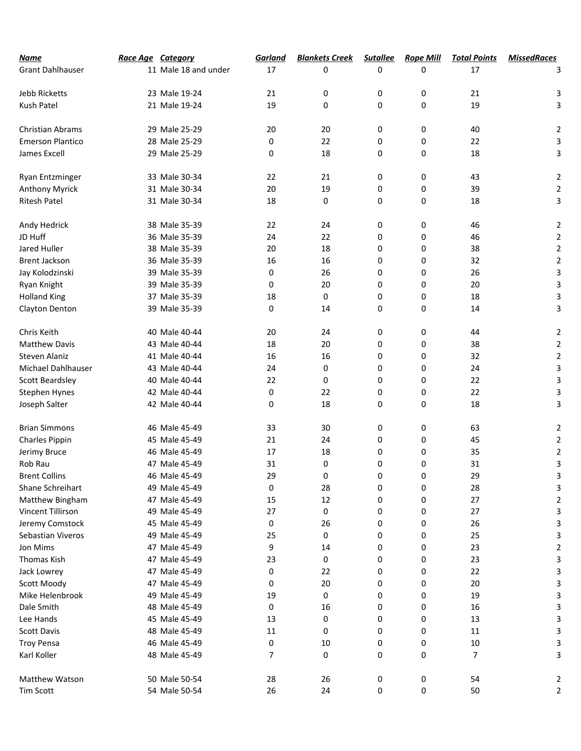| Name | Race Age | Category | Garland | Blankets Creek | Sutallee | Rope Mill | Total Points | MissedRaces |
|---|---|---|---|---|---|---|---|---|
| Grant Dahlhauser | 11 | Male 18 and under | 17 | 0 | 0 | 0 | 17 | 3 |
| | | | | | | | | |
| Jebb Ricketts | 23 | Male 19-24 | 21 | 0 | 0 | 0 | 21 | 3 |
| Kush Patel | 21 | Male 19-24 | 19 | 0 | 0 | 0 | 19 | 3 |
| | | | | | | | | |
| Christian Abrams | 29 | Male 25-29 | 20 | 20 | 0 | 0 | 40 | 2 |
| Emerson Plantico | 28 | Male 25-29 | 0 | 22 | 0 | 0 | 22 | 3 |
| James Excell | 29 | Male 25-29 | 0 | 18 | 0 | 0 | 18 | 3 |
| | | | | | | | | |
| Ryan Entzminger | 33 | Male 30-34 | 22 | 21 | 0 | 0 | 43 | 2 |
| Anthony Myrick | 31 | Male 30-34 | 20 | 19 | 0 | 0 | 39 | 2 |
| Ritesh Patel | 31 | Male 30-34 | 18 | 0 | 0 | 0 | 18 | 3 |
| | | | | | | | | |
| Andy Hedrick | 38 | Male 35-39 | 22 | 24 | 0 | 0 | 46 | 2 |
| JD Huff | 36 | Male 35-39 | 24 | 22 | 0 | 0 | 46 | 2 |
| Jared Huller | 38 | Male 35-39 | 20 | 18 | 0 | 0 | 38 | 2 |
| Brent Jackson | 36 | Male 35-39 | 16 | 16 | 0 | 0 | 32 | 2 |
| Jay Kolodzinski | 39 | Male 35-39 | 0 | 26 | 0 | 0 | 26 | 3 |
| Ryan Knight | 39 | Male 35-39 | 0 | 20 | 0 | 0 | 20 | 3 |
| Holland King | 37 | Male 35-39 | 18 | 0 | 0 | 0 | 18 | 3 |
| Clayton Denton | 39 | Male 35-39 | 0 | 14 | 0 | 0 | 14 | 3 |
| | | | | | | | | |
| Chris Keith | 40 | Male 40-44 | 20 | 24 | 0 | 0 | 44 | 2 |
| Matthew Davis | 43 | Male 40-44 | 18 | 20 | 0 | 0 | 38 | 2 |
| Steven Alaniz | 41 | Male 40-44 | 16 | 16 | 0 | 0 | 32 | 2 |
| Michael Dahlhauser | 43 | Male 40-44 | 24 | 0 | 0 | 0 | 24 | 3 |
| Scott Beardsley | 40 | Male 40-44 | 22 | 0 | 0 | 0 | 22 | 3 |
| Stephen Hynes | 42 | Male 40-44 | 0 | 22 | 0 | 0 | 22 | 3 |
| Joseph Salter | 42 | Male 40-44 | 0 | 18 | 0 | 0 | 18 | 3 |
| | | | | | | | | |
| Brian Simmons | 46 | Male 45-49 | 33 | 30 | 0 | 0 | 63 | 2 |
| Charles Pippin | 45 | Male 45-49 | 21 | 24 | 0 | 0 | 45 | 2 |
| Jerimy Bruce | 46 | Male 45-49 | 17 | 18 | 0 | 0 | 35 | 2 |
| Rob Rau | 47 | Male 45-49 | 31 | 0 | 0 | 0 | 31 | 3 |
| Brent Collins | 46 | Male 45-49 | 29 | 0 | 0 | 0 | 29 | 3 |
| Shane Schreihart | 49 | Male 45-49 | 0 | 28 | 0 | 0 | 28 | 3 |
| Matthew Bingham | 47 | Male 45-49 | 15 | 12 | 0 | 0 | 27 | 2 |
| Vincent Tillirson | 49 | Male 45-49 | 27 | 0 | 0 | 0 | 27 | 3 |
| Jeremy Comstock | 45 | Male 45-49 | 0 | 26 | 0 | 0 | 26 | 3 |
| Sebastian Viveros | 49 | Male 45-49 | 25 | 0 | 0 | 0 | 25 | 3 |
| Jon Mims | 47 | Male 45-49 | 9 | 14 | 0 | 0 | 23 | 2 |
| Thomas Kish | 47 | Male 45-49 | 23 | 0 | 0 | 0 | 23 | 3 |
| Jack Lowrey | 47 | Male 45-49 | 0 | 22 | 0 | 0 | 22 | 3 |
| Scott Moody | 47 | Male 45-49 | 0 | 20 | 0 | 0 | 20 | 3 |
| Mike Helenbrook | 49 | Male 45-49 | 19 | 0 | 0 | 0 | 19 | 3 |
| Dale Smith | 48 | Male 45-49 | 0 | 16 | 0 | 0 | 16 | 3 |
| Lee Hands | 45 | Male 45-49 | 13 | 0 | 0 | 0 | 13 | 3 |
| Scott Davis | 48 | Male 45-49 | 11 | 0 | 0 | 0 | 11 | 3 |
| Troy Pensa | 46 | Male 45-49 | 0 | 10 | 0 | 0 | 10 | 3 |
| Karl Koller | 48 | Male 45-49 | 7 | 0 | 0 | 0 | 7 | 3 |
| | | | | | | | | |
| Matthew Watson | 50 | Male 50-54 | 28 | 26 | 0 | 0 | 54 | 2 |
| Tim Scott | 54 | Male 50-54 | 26 | 24 | 0 | 0 | 50 | 2 |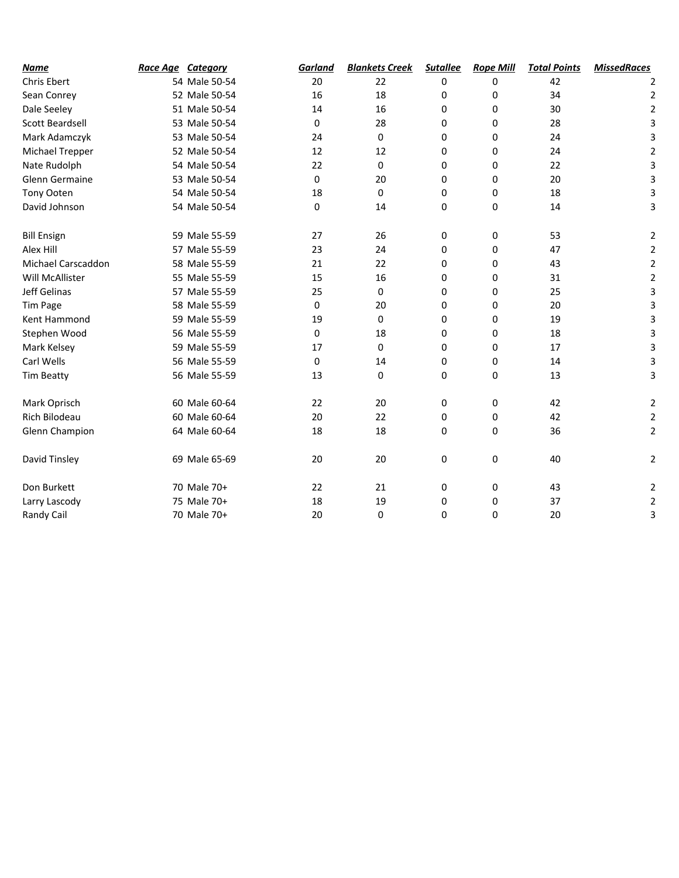| ***Name*** | ***Race Age*** | ***Category*** | ***Garland*** | ***Blankets Creek*** | ***Sutallee*** | ***Rope Mill*** | ***Total Points*** | ***MissedRaces*** |
|---|---|---|---|---|---|---|---|---|
| Chris Ebert | 54 | Male 50-54 | 20 | 22 | 0 | 0 | 42 | 2 |
| Sean Conrey | 52 | Male 50-54 | 16 | 18 | 0 | 0 | 34 | 2 |
| Dale Seeley | 51 | Male 50-54 | 14 | 16 | 0 | 0 | 30 | 2 |
| Scott Beardsell | 53 | Male 50-54 | 0 | 28 | 0 | 0 | 28 | 3 |
| Mark Adamczyk | 53 | Male 50-54 | 24 | 0 | 0 | 0 | 24 | 3 |
| Michael Trepper | 52 | Male 50-54 | 12 | 12 | 0 | 0 | 24 | 2 |
| Nate Rudolph | 54 | Male 50-54 | 22 | 0 | 0 | 0 | 22 | 3 |
| Glenn Germaine | 53 | Male 50-54 | 0 | 20 | 0 | 0 | 20 | 3 |
| Tony Ooten | 54 | Male 50-54 | 18 | 0 | 0 | 0 | 18 | 3 |
| David Johnson | 54 | Male 50-54 | 0 | 14 | 0 | 0 | 14 | 3 |
| | | | | | | | | |
| Bill Ensign | 59 | Male 55-59 | 27 | 26 | 0 | 0 | 53 | 2 |
| Alex Hill | 57 | Male 55-59 | 23 | 24 | 0 | 0 | 47 | 2 |
| Michael Carscaddon | 58 | Male 55-59 | 21 | 22 | 0 | 0 | 43 | 2 |
| Will McAllister | 55 | Male 55-59 | 15 | 16 | 0 | 0 | 31 | 2 |
| Jeff Gelinas | 57 | Male 55-59 | 25 | 0 | 0 | 0 | 25 | 3 |
| Tim Page | 58 | Male 55-59 | 0 | 20 | 0 | 0 | 20 | 3 |
| Kent Hammond | 59 | Male 55-59 | 19 | 0 | 0 | 0 | 19 | 3 |
| Stephen Wood | 56 | Male 55-59 | 0 | 18 | 0 | 0 | 18 | 3 |
| Mark Kelsey | 59 | Male 55-59 | 17 | 0 | 0 | 0 | 17 | 3 |
| Carl Wells | 56 | Male 55-59 | 0 | 14 | 0 | 0 | 14 | 3 |
| Tim Beatty | 56 | Male 55-59 | 13 | 0 | 0 | 0 | 13 | 3 |
| | | | | | | | | |
| Mark Oprisch | 60 | Male 60-64 | 22 | 20 | 0 | 0 | 42 | 2 |
| Rich Bilodeau | 60 | Male 60-64 | 20 | 22 | 0 | 0 | 42 | 2 |
| Glenn Champion | 64 | Male 60-64 | 18 | 18 | 0 | 0 | 36 | 2 |
| | | | | | | | | |
| David Tinsley | 69 | Male 65-69 | 20 | 20 | 0 | 0 | 40 | 2 |
| | | | | | | | | |
| Don Burkett | 70 | Male 70+ | 22 | 21 | 0 | 0 | 43 | 2 |
| Larry Lascody | 75 | Male 70+ | 18 | 19 | 0 | 0 | 37 | 2 |
| Randy Cail | 70 | Male 70+ | 20 | 0 | 0 | 0 | 20 | 3 |